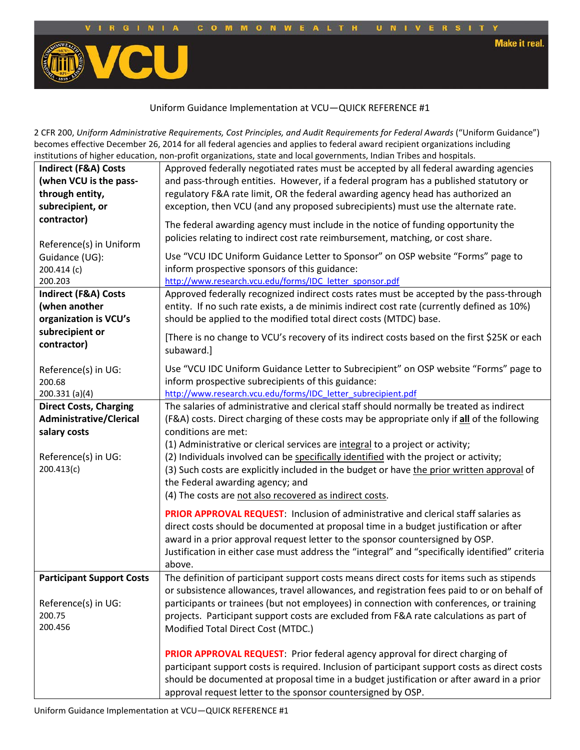Uniform Guidance Implementation at VCU—QUICK REFERENCE #1

2 CFR 200, *Uniform Administrative Requirements, Cost Principles, and Audit Requirements for Federal Awards* ("Uniform Guidance") becomes effective December 26, 2014 for all federal agencies and applies to federal award recipient organizations including institutions of higher education, non-profit organizations, state and local governments, Indian Tribes and hospitals.

| Topic | Guidance |
|---|---|
| **Indirect (F&A) Costs (when VCU is the pass-through entity, subrecipient, or contractor)**<br><br>Reference(s) in Uniform Guidance (UG):<br>200.414 (c)<br>200.203 | Approved federally negotiated rates must be accepted by all federal awarding agencies and pass-through entities. However, if a federal program has a published statutory or regulatory F&A rate limit, OR the federal awarding agency head has authorized an exception, then VCU (and any proposed subrecipients) must use the alternate rate.<br><br>The federal awarding agency must include in the notice of funding opportunity the policies relating to indirect cost rate reimbursement, matching, or cost share.<br><br>Use "VCU IDC Uniform Guidance Letter to Sponsor" on OSP website "Forms" page to inform prospective sponsors of this guidance:<br>http://www.research.vcu.edu/forms/IDC_letter_sponsor.pdf |
| **Indirect (F&A) Costs (when another organization is VCU's subrecipient or contractor)**<br><br>Reference(s) in UG:<br>200.68<br>200.331 (a)(4) | Approved federally recognized indirect costs rates must be accepted by the pass-through entity. If no such rate exists, a de minimis indirect cost rate (currently defined as 10%) should be applied to the modified total direct costs (MTDC) base.<br><br>[There is no change to VCU's recovery of its indirect costs based on the first $25K or each subaward.]<br><br>Use "VCU IDC Uniform Guidance Letter to Subrecipient" on OSP website "Forms" page to inform prospective subrecipients of this guidance:<br>http://www.research.vcu.edu/forms/IDC_letter_subrecipient.pdf |
| **Direct Costs, Charging Administrative/Clerical salary costs**<br><br>Reference(s) in UG:<br>200.413(c) | The salaries of administrative and clerical staff should normally be treated as indirect (F&A) costs. Direct charging of these costs may be appropriate only if **all** of the following conditions are met:<br>(1) Administrative or clerical services are integral to a project or activity;<br>(2) Individuals involved can be specifically identified with the project or activity;<br>(3) Such costs are explicitly included in the budget or have the prior written approval of the Federal awarding agency; and<br>(4) The costs are not also recovered as indirect costs.<br><br>**PRIOR APPROVAL REQUEST**: Inclusion of administrative and clerical staff salaries as direct costs should be documented at proposal time in a budget justification or after award in a prior approval request letter to the sponsor countersigned by OSP. Justification in either case must address the "integral" and "specifically identified" criteria above. |
| **Participant Support Costs**<br><br>Reference(s) in UG:<br>200.75<br>200.456 | The definition of participant support costs means direct costs for items such as stipends or subsistence allowances, travel allowances, and registration fees paid to or on behalf of participants or trainees (but not employees) in connection with conferences, or training projects. Participant support costs are excluded from F&A rate calculations as part of Modified Total Direct Cost (MTDC.)<br><br>**PRIOR APPROVAL REQUEST**: Prior federal agency approval for direct charging of participant support costs is required. Inclusion of participant support costs as direct costs should be documented at proposal time in a budget justification or after award in a prior approval request letter to the sponsor countersigned by OSP. |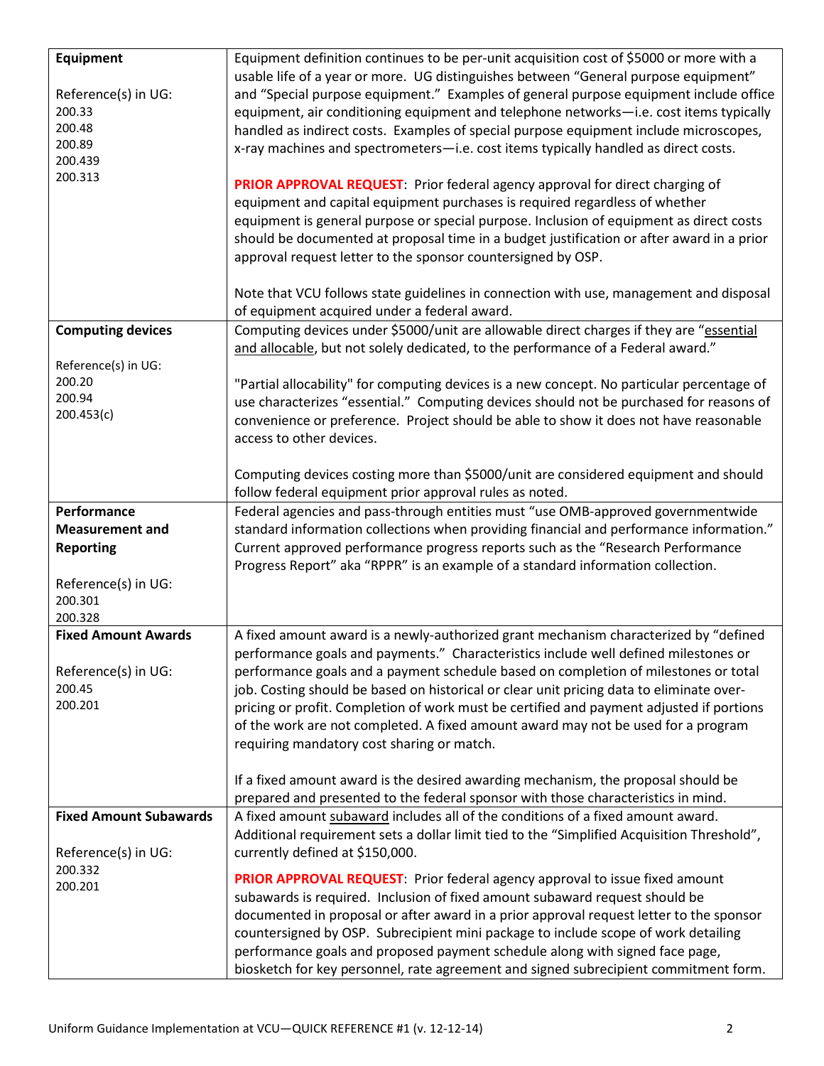| | |
|---|---|
| **Equipment**<br><br>Reference(s) in UG:<br>200.33<br>200.48<br>200.89<br>200.439<br>200.313 | Equipment definition continues to be per-unit acquisition cost of $5000 or more with a usable life of a year or more. UG distinguishes between "General purpose equipment" and "Special purpose equipment." Examples of general purpose equipment include office equipment, air conditioning equipment and telephone networks—i.e. cost items typically handled as indirect costs. Examples of special purpose equipment include microscopes, x-ray machines and spectrometers—i.e. cost items typically handled as direct costs.<br><br>**PRIOR APPROVAL REQUEST**: Prior federal agency approval for direct charging of equipment and capital equipment purchases is required regardless of whether equipment is general purpose or special purpose. Inclusion of equipment as direct costs should be documented at proposal time in a budget justification or after award in a prior approval request letter to the sponsor countersigned by OSP.<br><br>Note that VCU follows state guidelines in connection with use, management and disposal of equipment acquired under a federal award. |
| **Computing devices**<br><br>Reference(s) in UG:<br>200.20<br>200.94<br>200.453(c) | Computing devices under $5000/unit are allowable direct charges if they are "essential and allocable, but not solely dedicated, to the performance of a Federal award."<br><br>"Partial allocability" for computing devices is a new concept. No particular percentage of use characterizes "essential." Computing devices should not be purchased for reasons of convenience or preference. Project should be able to show it does not have reasonable access to other devices.<br><br>Computing devices costing more than $5000/unit are considered equipment and should follow federal equipment prior approval rules as noted. |
| **Performance Measurement and Reporting**<br><br>Reference(s) in UG:<br>200.301<br>200.328 | Federal agencies and pass-through entities must "use OMB-approved governmentwide standard information collections when providing financial and performance information." Current approved performance progress reports such as the "Research Performance Progress Report" aka "RPPR" is an example of a standard information collection. |
| **Fixed Amount Awards**<br><br>Reference(s) in UG:<br>200.45<br>200.201 | A fixed amount award is a newly-authorized grant mechanism characterized by "defined performance goals and payments." Characteristics include well defined milestones or performance goals and a payment schedule based on completion of milestones or total job. Costing should be based on historical or clear unit pricing data to eliminate over-pricing or profit. Completion of work must be certified and payment adjusted if portions of the work are not completed. A fixed amount award may not be used for a program requiring mandatory cost sharing or match.<br><br>If a fixed amount award is the desired awarding mechanism, the proposal should be prepared and presented to the federal sponsor with those characteristics in mind. |
| **Fixed Amount Subawards**<br><br>Reference(s) in UG:<br>200.332<br>200.201 | A fixed amount subaward includes all of the conditions of a fixed amount award. Additional requirement sets a dollar limit tied to the "Simplified Acquisition Threshold", currently defined at $150,000.<br><br>**PRIOR APPROVAL REQUEST**: Prior federal agency approval to issue fixed amount subawards is required. Inclusion of fixed amount subaward request should be documented in proposal or after award in a prior approval request letter to the sponsor countersigned by OSP. Subrecipient mini package to include scope of work detailing performance goals and proposed payment schedule along with signed face page, biosketch for key personnel, rate agreement and signed subrecipient commitment form. |